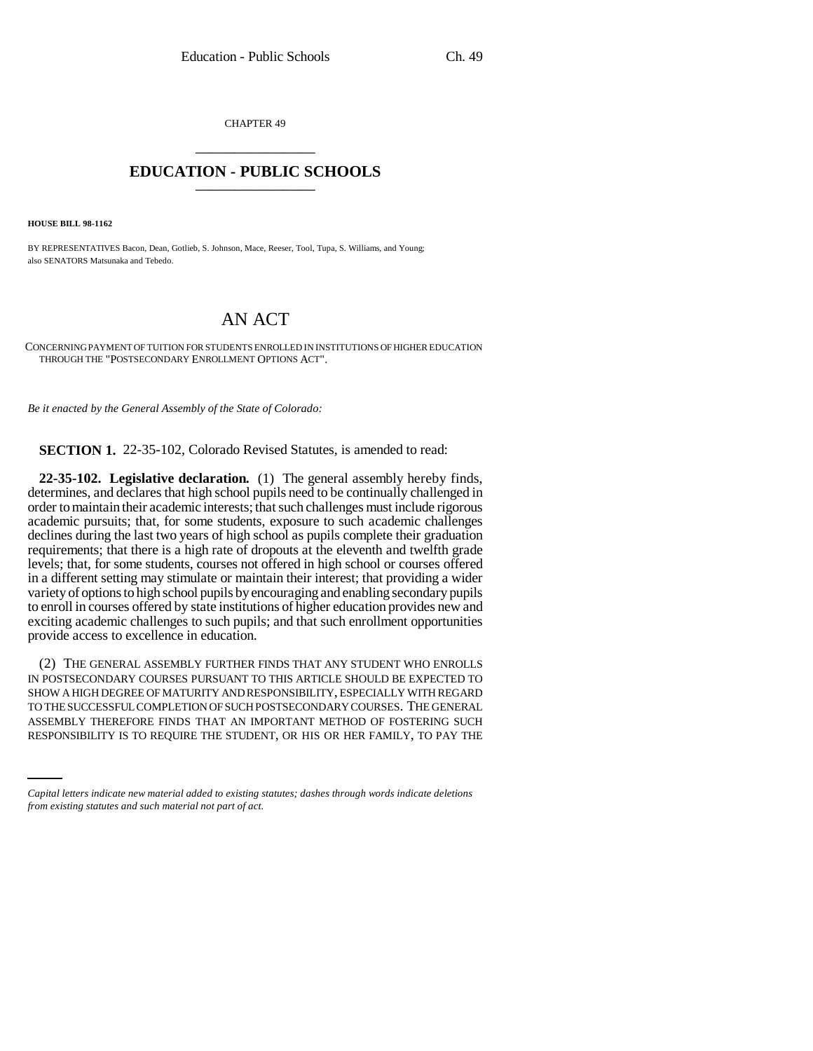CHAPTER 49

## EDUCATION - PUBLIC SCHOOLS

**HOUSE BILL 98-1162**

BY REPRESENTATIVES Bacon, Dean, Gotlieb, S. Johnson, Mace, Reeser, Tool, Tupa, S. Williams, and Young; also SENATORS Matsunaka and Tebedo.

# AN ACT

CONCERNING PAYMENT OF TUITION FOR STUDENTS ENROLLED IN INSTITUTIONS OF HIGHER EDUCATION THROUGH THE "POSTSECONDARY ENROLLMENT OPTIONS ACT".

*Be it enacted by the General Assembly of the State of Colorado:*

**SECTION 1.** 22-35-102, Colorado Revised Statutes, is amended to read:

**22-35-102. Legislative declaration.** (1) The general assembly hereby finds, determines, and declares that high school pupils need to be continually challenged in order to maintain their academic interests; that such challenges must include rigorous academic pursuits; that, for some students, exposure to such academic challenges declines during the last two years of high school as pupils complete their graduation requirements; that there is a high rate of dropouts at the eleventh and twelfth grade levels; that, for some students, courses not offered in high school or courses offered in a different setting may stimulate or maintain their interest; that providing a wider variety of options to high school pupils by encouraging and enabling secondary pupils to enroll in courses offered by state institutions of higher education provides new and exciting academic challenges to such pupils; and that such enrollment opportunities provide access to excellence in education.

(2) THE GENERAL ASSEMBLY FURTHER FINDS THAT ANY STUDENT WHO ENROLLS IN POSTSECONDARY COURSES PURSUANT TO THIS ARTICLE SHOULD BE EXPECTED TO SHOW A HIGH DEGREE OF MATURITY AND RESPONSIBILITY, ESPECIALLY WITH REGARD TO THE SUCCESSFUL COMPLETION OF SUCH POSTSECONDARY COURSES. THE GENERAL ASSEMBLY THEREFORE FINDS THAT AN IMPORTANT METHOD OF FOSTERING SUCH RESPONSIBILITY IS TO REQUIRE THE STUDENT, OR HIS OR HER FAMILY, TO PAY THE

*Capital letters indicate new material added to existing statutes; dashes through words indicate deletions from existing statutes and such material not part of act.*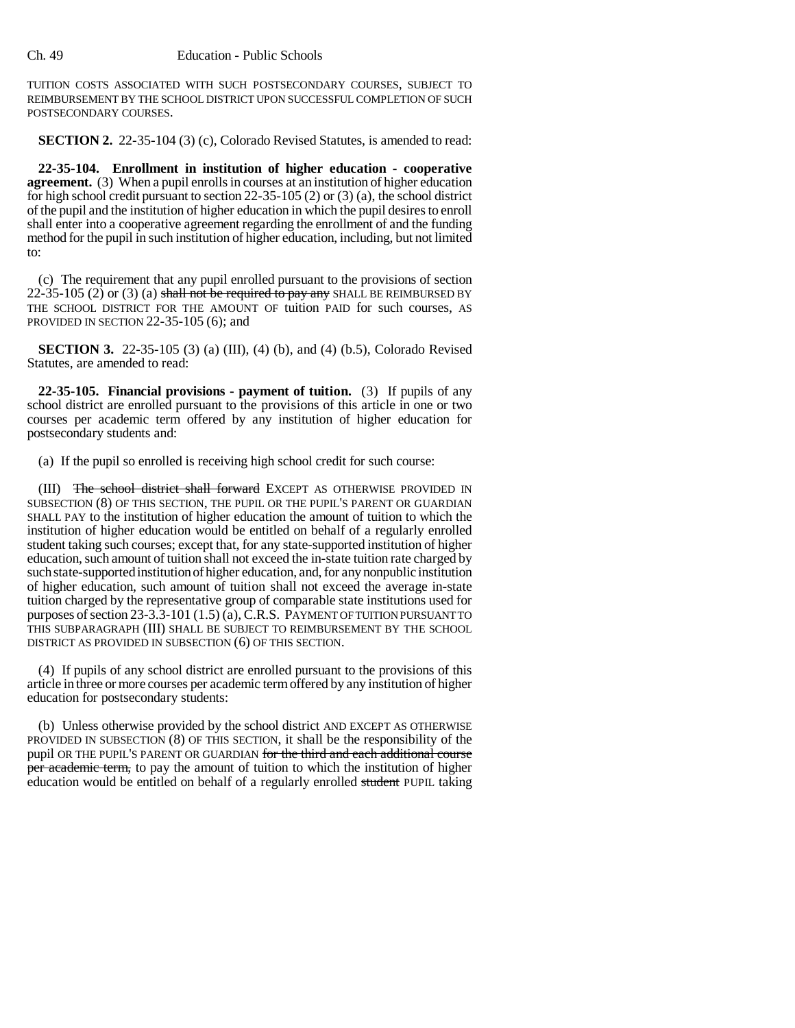TUITION COSTS ASSOCIATED WITH SUCH POSTSECONDARY COURSES, SUBJECT TO REIMBURSEMENT BY THE SCHOOL DISTRICT UPON SUCCESSFUL COMPLETION OF SUCH POSTSECONDARY COURSES.

**SECTION 2.** 22-35-104 (3) (c), Colorado Revised Statutes, is amended to read:

**22-35-104. Enrollment in institution of higher education - cooperative agreement.** (3) When a pupil enrolls in courses at an institution of higher education for high school credit pursuant to section 22-35-105 (2) or (3) (a), the school district of the pupil and the institution of higher education in which the pupil desires to enroll shall enter into a cooperative agreement regarding the enrollment of and the funding method for the pupil in such institution of higher education, including, but not limited to:

(c) The requirement that any pupil enrolled pursuant to the provisions of section 22-35-105 (2) or (3) (a) ~~shall not be required to pay any~~ SHALL BE REIMBURSED BY THE SCHOOL DISTRICT FOR THE AMOUNT OF tuition PAID for such courses, AS PROVIDED IN SECTION 22-35-105 (6); and

**SECTION 3.** 22-35-105 (3) (a) (III), (4) (b), and (4) (b.5), Colorado Revised Statutes, are amended to read:

**22-35-105. Financial provisions - payment of tuition.** (3) If pupils of any school district are enrolled pursuant to the provisions of this article in one or two courses per academic term offered by any institution of higher education for postsecondary students and:

(a) If the pupil so enrolled is receiving high school credit for such course:

(III) ~~The school district shall forward~~ EXCEPT AS OTHERWISE PROVIDED IN SUBSECTION (8) OF THIS SECTION, THE PUPIL OR THE PUPIL'S PARENT OR GUARDIAN SHALL PAY to the institution of higher education the amount of tuition to which the institution of higher education would be entitled on behalf of a regularly enrolled student taking such courses; except that, for any state-supported institution of higher education, such amount of tuition shall not exceed the in-state tuition rate charged by such state-supported institution of higher education, and, for any nonpublic institution of higher education, such amount of tuition shall not exceed the average in-state tuition charged by the representative group of comparable state institutions used for purposes of section 23-3.3-101 (1.5) (a), C.R.S. PAYMENT OF TUITION PURSUANT TO THIS SUBPARAGRAPH (III) SHALL BE SUBJECT TO REIMBURSEMENT BY THE SCHOOL DISTRICT AS PROVIDED IN SUBSECTION (6) OF THIS SECTION.

(4) If pupils of any school district are enrolled pursuant to the provisions of this article in three or more courses per academic term offered by any institution of higher education for postsecondary students:

(b) Unless otherwise provided by the school district AND EXCEPT AS OTHERWISE PROVIDED IN SUBSECTION (8) OF THIS SECTION, it shall be the responsibility of the pupil OR THE PUPIL'S PARENT OR GUARDIAN ~~for the third and each additional course per academic term,~~ to pay the amount of tuition to which the institution of higher education would be entitled on behalf of a regularly enrolled ~~student~~ PUPIL taking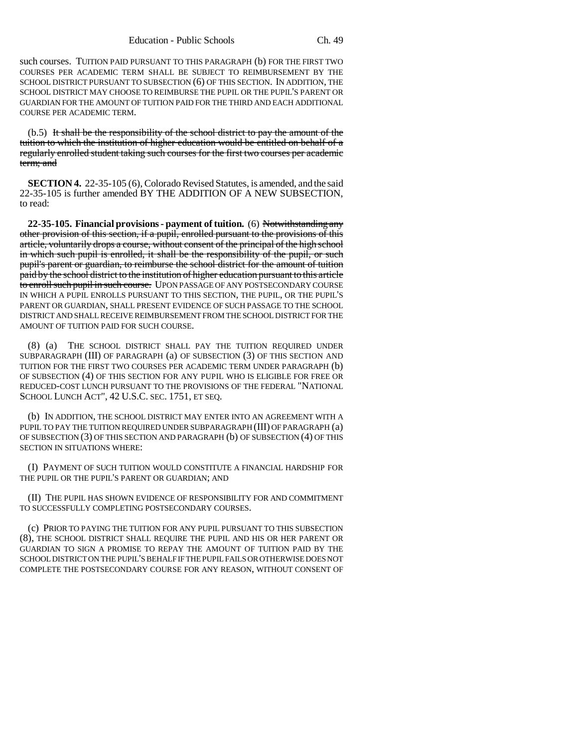such courses. TUITION PAID PURSUANT TO THIS PARAGRAPH (b) FOR THE FIRST TWO COURSES PER ACADEMIC TERM SHALL BE SUBJECT TO REIMBURSEMENT BY THE SCHOOL DISTRICT PURSUANT TO SUBSECTION (6) OF THIS SECTION. IN ADDITION, THE SCHOOL DISTRICT MAY CHOOSE TO REIMBURSE THE PUPIL OR THE PUPIL'S PARENT OR GUARDIAN FOR THE AMOUNT OF TUITION PAID FOR THE THIRD AND EACH ADDITIONAL COURSE PER ACADEMIC TERM.

(b.5) ~~It shall be the responsibility of the school district to pay the amount of the tuition to which the institution of higher education would be entitled on behalf of a regularly enrolled student taking such courses for the first two courses per academic term; and~~

**SECTION 4.** 22-35-105 (6), Colorado Revised Statutes, is amended, and the said 22-35-105 is further amended BY THE ADDITION OF A NEW SUBSECTION, to read:

**22-35-105. Financial provisions - payment of tuition.** (6) ~~Notwithstanding any other provision of this section, if a pupil, enrolled pursuant to the provisions of this article, voluntarily drops a course, without consent of the principal of the high school in which such pupil is enrolled, it shall be the responsibility of the pupil, or such pupil's parent or guardian, to reimburse the school district for the amount of tuition paid by the school district to the institution of higher education pursuant to this article to enroll such pupil in such course.~~ UPON PASSAGE OF ANY POSTSECONDARY COURSE IN WHICH A PUPIL ENROLLS PURSUANT TO THIS SECTION, THE PUPIL, OR THE PUPIL'S PARENT OR GUARDIAN, SHALL PRESENT EVIDENCE OF SUCH PASSAGE TO THE SCHOOL DISTRICT AND SHALL RECEIVE REIMBURSEMENT FROM THE SCHOOL DISTRICT FOR THE AMOUNT OF TUITION PAID FOR SUCH COURSE.

(8) (a) THE SCHOOL DISTRICT SHALL PAY THE TUITION REQUIRED UNDER SUBPARAGRAPH (III) OF PARAGRAPH (a) OF SUBSECTION (3) OF THIS SECTION AND TUITION FOR THE FIRST TWO COURSES PER ACADEMIC TERM UNDER PARAGRAPH (b) OF SUBSECTION (4) OF THIS SECTION FOR ANY PUPIL WHO IS ELIGIBLE FOR FREE OR REDUCED-COST LUNCH PURSUANT TO THE PROVISIONS OF THE FEDERAL "NATIONAL SCHOOL LUNCH ACT", 42 U.S.C. SEC. 1751, ET SEQ.

(b) IN ADDITION, THE SCHOOL DISTRICT MAY ENTER INTO AN AGREEMENT WITH A PUPIL TO PAY THE TUITION REQUIRED UNDER SUBPARAGRAPH (III) OF PARAGRAPH (a) OF SUBSECTION (3) OF THIS SECTION AND PARAGRAPH (b) OF SUBSECTION (4) OF THIS SECTION IN SITUATIONS WHERE:

(I) PAYMENT OF SUCH TUITION WOULD CONSTITUTE A FINANCIAL HARDSHIP FOR THE PUPIL OR THE PUPIL'S PARENT OR GUARDIAN; AND

(II) THE PUPIL HAS SHOWN EVIDENCE OF RESPONSIBILITY FOR AND COMMITMENT TO SUCCESSFULLY COMPLETING POSTSECONDARY COURSES.

(c) PRIOR TO PAYING THE TUITION FOR ANY PUPIL PURSUANT TO THIS SUBSECTION (8), THE SCHOOL DISTRICT SHALL REQUIRE THE PUPIL AND HIS OR HER PARENT OR GUARDIAN TO SIGN A PROMISE TO REPAY THE AMOUNT OF TUITION PAID BY THE SCHOOL DISTRICT ON THE PUPIL'S BEHALF IF THE PUPIL FAILS OR OTHERWISE DOES NOT COMPLETE THE POSTSECONDARY COURSE FOR ANY REASON, WITHOUT CONSENT OF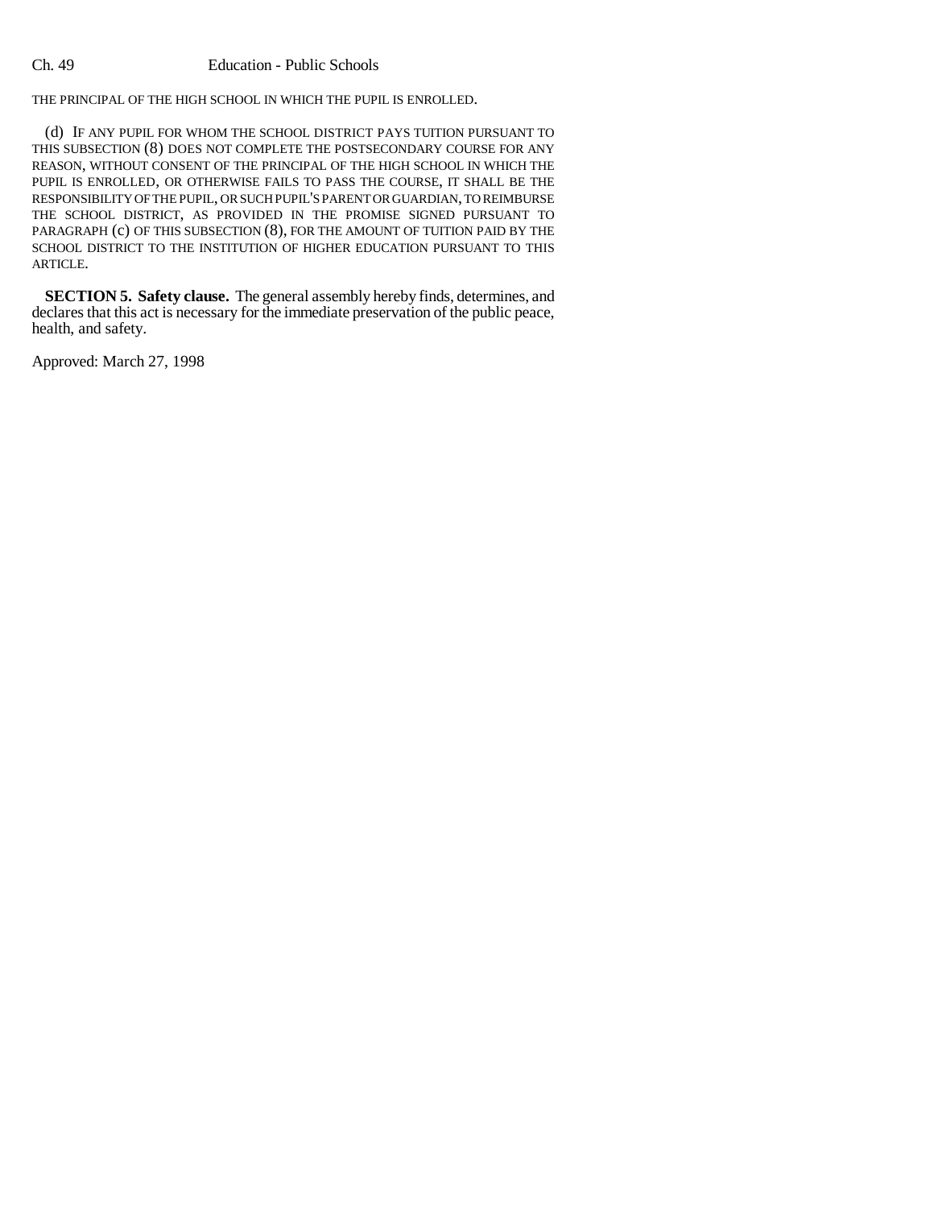THE PRINCIPAL OF THE HIGH SCHOOL IN WHICH THE PUPIL IS ENROLLED.

(d) IF ANY PUPIL FOR WHOM THE SCHOOL DISTRICT PAYS TUITION PURSUANT TO THIS SUBSECTION (8) DOES NOT COMPLETE THE POSTSECONDARY COURSE FOR ANY REASON, WITHOUT CONSENT OF THE PRINCIPAL OF THE HIGH SCHOOL IN WHICH THE PUPIL IS ENROLLED, OR OTHERWISE FAILS TO PASS THE COURSE, IT SHALL BE THE RESPONSIBILITY OF THE PUPIL, OR SUCH PUPIL'S PARENT OR GUARDIAN, TO REIMBURSE THE SCHOOL DISTRICT, AS PROVIDED IN THE PROMISE SIGNED PURSUANT TO PARAGRAPH (c) OF THIS SUBSECTION (8), FOR THE AMOUNT OF TUITION PAID BY THE SCHOOL DISTRICT TO THE INSTITUTION OF HIGHER EDUCATION PURSUANT TO THIS ARTICLE.

**SECTION 5. Safety clause.** The general assembly hereby finds, determines, and declares that this act is necessary for the immediate preservation of the public peace, health, and safety.

Approved: March 27, 1998